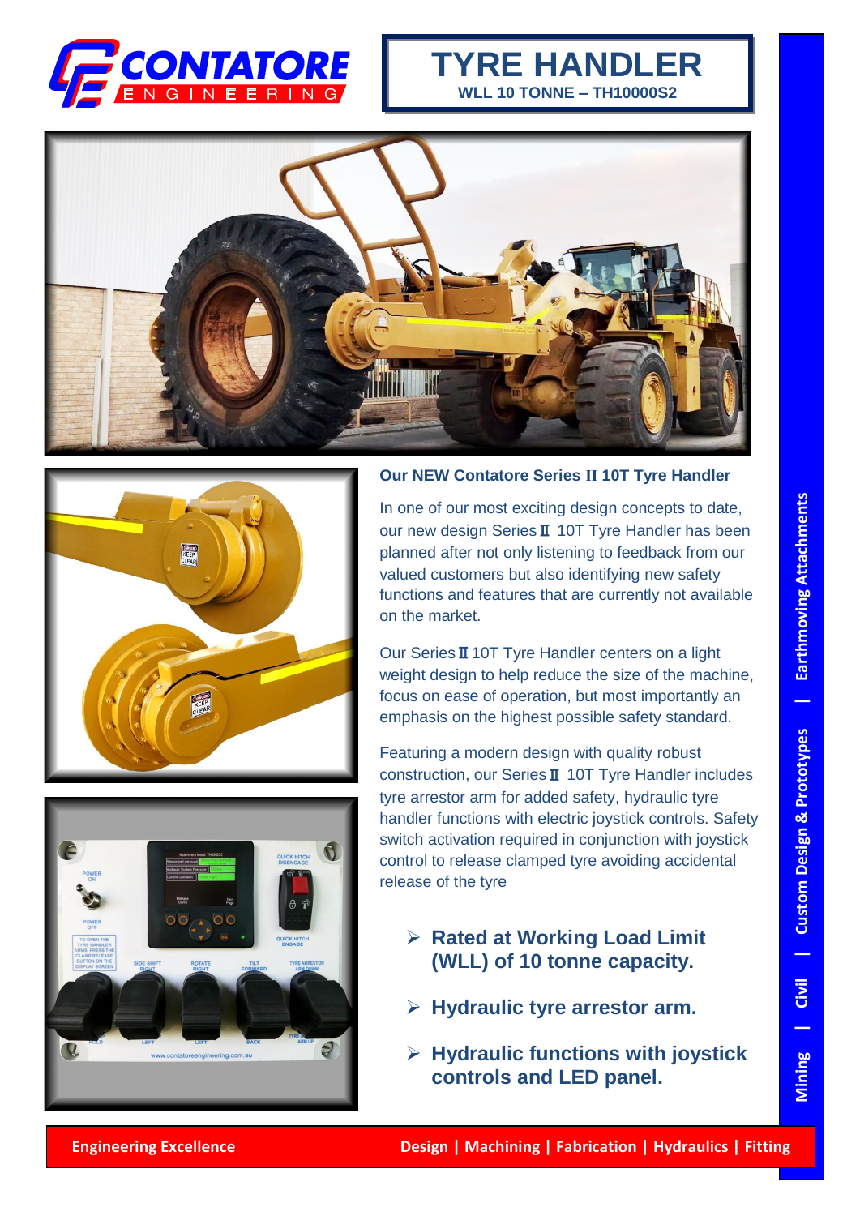# TYRE HANDLER

**WLL 10 TONNE – TH10000S2**

## Our NEW Contatore Series II 10T Tyre Handler

In one of our most exciting design concepts to date, our new design Series II 10T Tyre Handler has been planned after not only listening to feedback from our valued customers but also identifying new safety functions and features that are currently not available on the market.

Our Series II 10T Tyre Handler centers on a light weight design to help reduce the size of the machine, focus on ease of operation, but most importantly an emphasis on the highest possible safety standard.

Featuring a modern design with quality robust construction, our Series II 10T Tyre Handler includes tyre arrestor arm for added safety, hydraulic tyre handler functions with electric joystick controls. Safety switch activation required in conjunction with joystick control to release clamped tyre avoiding accidental release of the tyre

- **Rated at Working Load Limit (WLL) of 10 tonne capacity.**
- **Hydraulic tyre arrestor arm.**
- **Hydraulic functions with joystick controls and LED panel.**

Mining | Civil | Custom Design & Prototypes | Earthmoving Attachments

**Engineering Excellence** **Design | Machining | Fabrication | Hydraulics | Fitting**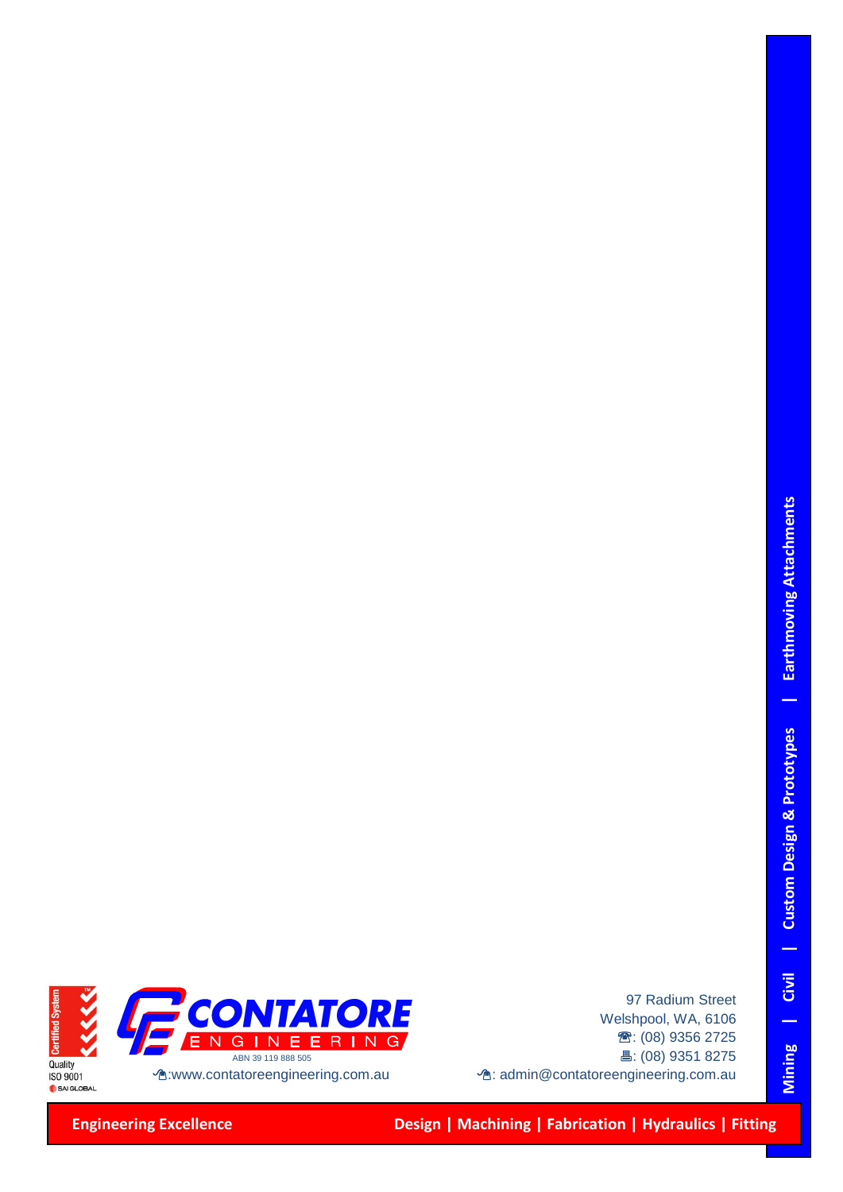Mining | Civil | Custom Design & Prototypes | Earthmoving Attachments

Certified System
Quality
ISO 9001
SAI GLOBAL

CONTATORE
ENGINEERING
ABN 39 119 888 505

:www.contatoreengineering.com.au

97 Radium Street
Welshpool, WA, 6106
: (08) 9356 2725
: (08) 9351 8275
: admin@contatoreengineering.com.au

**Engineering Excellence** **Design | Machining | Fabrication | Hydraulics | Fitting**